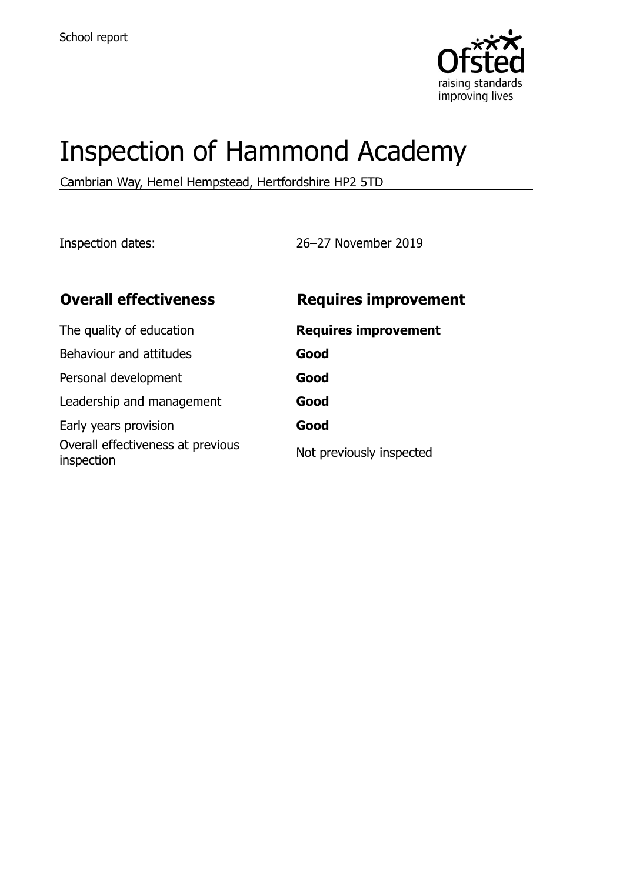School report

# Inspection of Hammond Academy

Cambrian Way, Hemel Hempstead, Hertfordshire HP2 5TD

Inspection dates: 26–27 November 2019

| **Overall effectiveness** | **Requires improvement** |
| --- | --- |
| The quality of education | **Requires improvement** |
| Behaviour and attitudes | **Good** |
| Personal development | **Good** |
| Leadership and management | **Good** |
| Early years provision | **Good** |
| Overall effectiveness at previous inspection | Not previously inspected |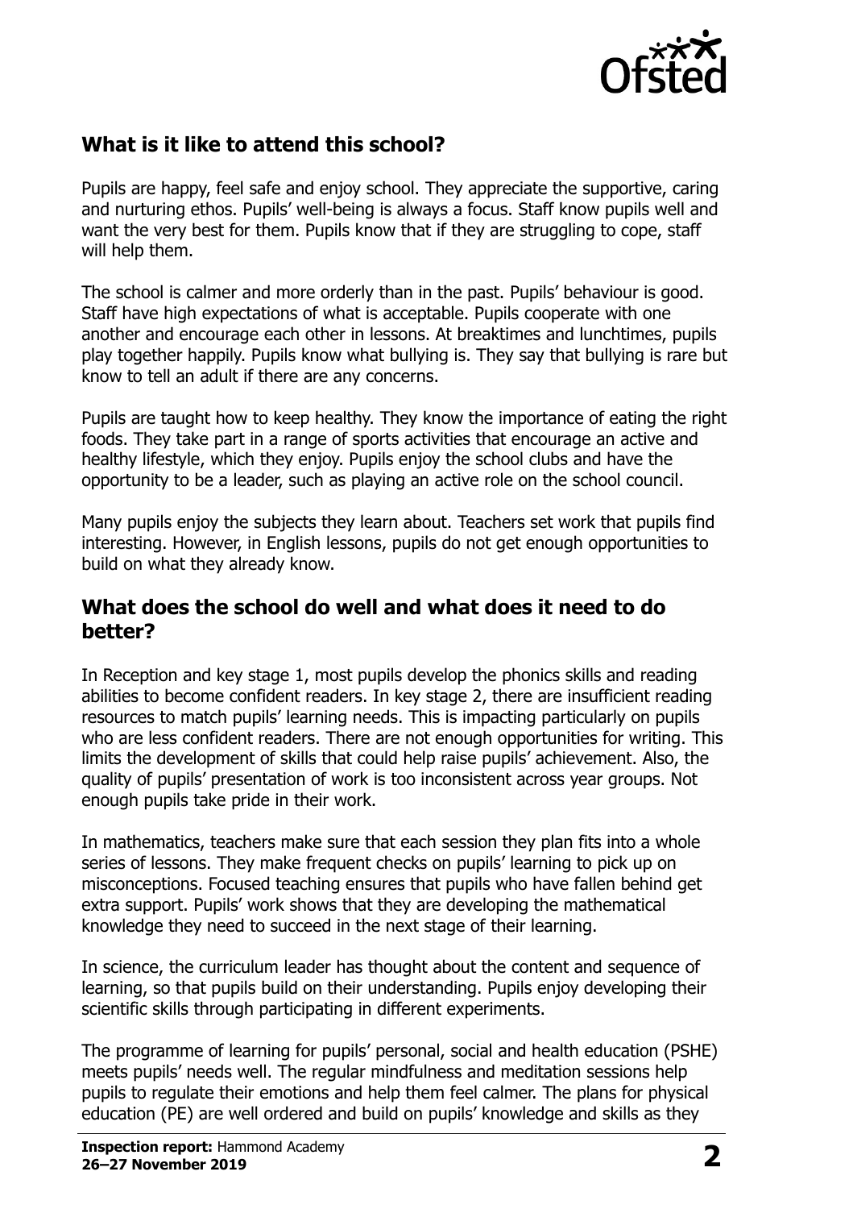## What is it like to attend this school?

Pupils are happy, feel safe and enjoy school. They appreciate the supportive, caring and nurturing ethos. Pupils' well-being is always a focus. Staff know pupils well and want the very best for them. Pupils know that if they are struggling to cope, staff will help them.

The school is calmer and more orderly than in the past. Pupils' behaviour is good. Staff have high expectations of what is acceptable. Pupils cooperate with one another and encourage each other in lessons. At breaktimes and lunchtimes, pupils play together happily. Pupils know what bullying is. They say that bullying is rare but know to tell an adult if there are any concerns.

Pupils are taught how to keep healthy. They know the importance of eating the right foods. They take part in a range of sports activities that encourage an active and healthy lifestyle, which they enjoy. Pupils enjoy the school clubs and have the opportunity to be a leader, such as playing an active role on the school council.

Many pupils enjoy the subjects they learn about. Teachers set work that pupils find interesting. However, in English lessons, pupils do not get enough opportunities to build on what they already know.

## What does the school do well and what does it need to do better?

In Reception and key stage 1, most pupils develop the phonics skills and reading abilities to become confident readers. In key stage 2, there are insufficient reading resources to match pupils' learning needs. This is impacting particularly on pupils who are less confident readers. There are not enough opportunities for writing. This limits the development of skills that could help raise pupils' achievement. Also, the quality of pupils' presentation of work is too inconsistent across year groups. Not enough pupils take pride in their work.

In mathematics, teachers make sure that each session they plan fits into a whole series of lessons. They make frequent checks on pupils' learning to pick up on misconceptions. Focused teaching ensures that pupils who have fallen behind get extra support. Pupils' work shows that they are developing the mathematical knowledge they need to succeed in the next stage of their learning.

In science, the curriculum leader has thought about the content and sequence of learning, so that pupils build on their understanding. Pupils enjoy developing their scientific skills through participating in different experiments.

The programme of learning for pupils' personal, social and health education (PSHE) meets pupils' needs well. The regular mindfulness and meditation sessions help pupils to regulate their emotions and help them feel calmer. The plans for physical education (PE) are well ordered and build on pupils' knowledge and skills as they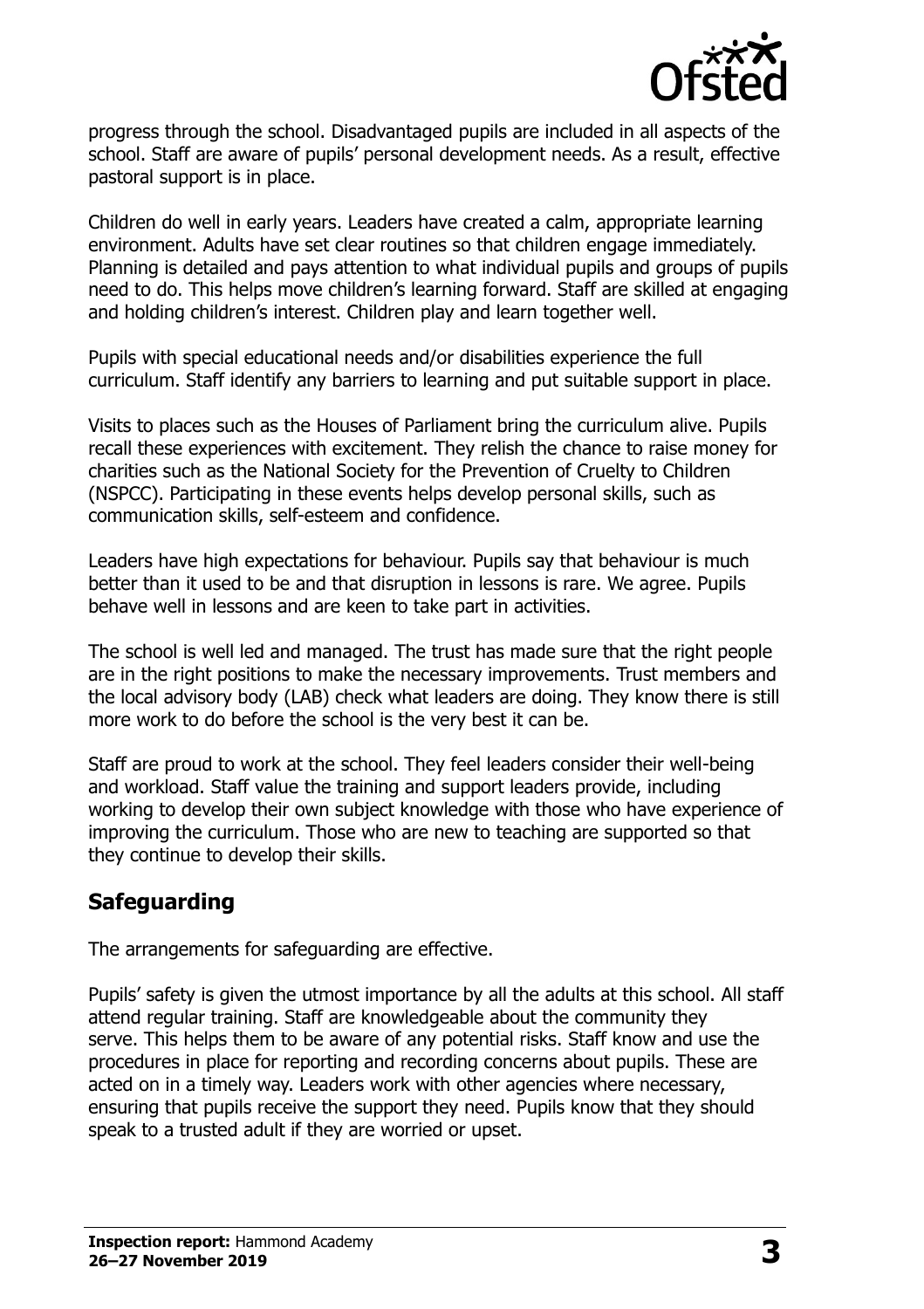progress through the school. Disadvantaged pupils are included in all aspects of the school. Staff are aware of pupils' personal development needs. As a result, effective pastoral support is in place.

Children do well in early years. Leaders have created a calm, appropriate learning environment. Adults have set clear routines so that children engage immediately. Planning is detailed and pays attention to what individual pupils and groups of pupils need to do. This helps move children's learning forward. Staff are skilled at engaging and holding children's interest. Children play and learn together well.

Pupils with special educational needs and/or disabilities experience the full curriculum. Staff identify any barriers to learning and put suitable support in place.

Visits to places such as the Houses of Parliament bring the curriculum alive. Pupils recall these experiences with excitement. They relish the chance to raise money for charities such as the National Society for the Prevention of Cruelty to Children (NSPCC). Participating in these events helps develop personal skills, such as communication skills, self-esteem and confidence.

Leaders have high expectations for behaviour. Pupils say that behaviour is much better than it used to be and that disruption in lessons is rare. We agree. Pupils behave well in lessons and are keen to take part in activities.

The school is well led and managed. The trust has made sure that the right people are in the right positions to make the necessary improvements. Trust members and the local advisory body (LAB) check what leaders are doing. They know there is still more work to do before the school is the very best it can be.

Staff are proud to work at the school. They feel leaders consider their well-being and workload. Staff value the training and support leaders provide, including working to develop their own subject knowledge with those who have experience of improving the curriculum. Those who are new to teaching are supported so that they continue to develop their skills.

## Safeguarding

The arrangements for safeguarding are effective.

Pupils' safety is given the utmost importance by all the adults at this school. All staff attend regular training. Staff are knowledgeable about the community they serve. This helps them to be aware of any potential risks. Staff know and use the procedures in place for reporting and recording concerns about pupils. These are acted on in a timely way. Leaders work with other agencies where necessary, ensuring that pupils receive the support they need. Pupils know that they should speak to a trusted adult if they are worried or upset.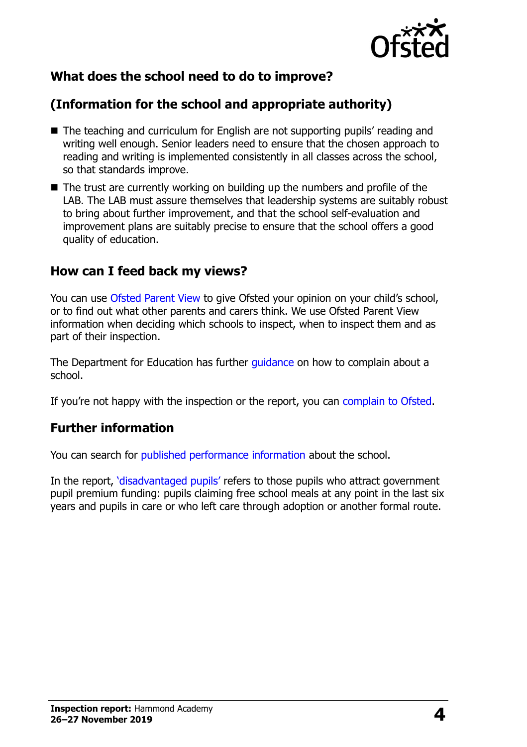## What does the school need to do to improve?

## (Information for the school and appropriate authority)

- The teaching and curriculum for English are not supporting pupils' reading and writing well enough. Senior leaders need to ensure that the chosen approach to reading and writing is implemented consistently in all classes across the school, so that standards improve.
- The trust are currently working on building up the numbers and profile of the LAB. The LAB must assure themselves that leadership systems are suitably robust to bring about further improvement, and that the school self-evaluation and improvement plans are suitably precise to ensure that the school offers a good quality of education.

## How can I feed back my views?

You can use Ofsted Parent View to give Ofsted your opinion on your child's school, or to find out what other parents and carers think. We use Ofsted Parent View information when deciding which schools to inspect, when to inspect them and as part of their inspection.

The Department for Education has further guidance on how to complain about a school.

If you're not happy with the inspection or the report, you can complain to Ofsted.

## Further information

You can search for published performance information about the school.

In the report, 'disadvantaged pupils' refers to those pupils who attract government pupil premium funding: pupils claiming free school meals at any point in the last six years and pupils in care or who left care through adoption or another formal route.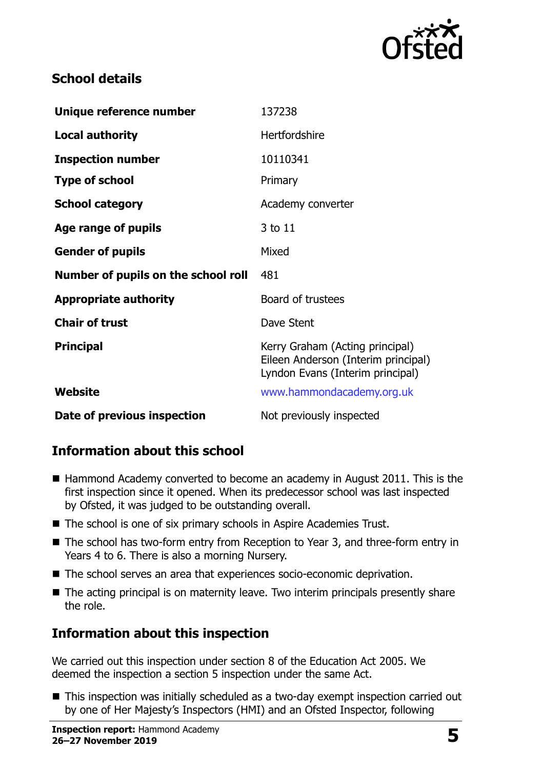## School details

| | |
|---|---|
| **Unique reference number** | 137238 |
| **Local authority** | Hertfordshire |
| **Inspection number** | 10110341 |
| **Type of school** | Primary |
| **School category** | Academy converter |
| **Age range of pupils** | 3 to 11 |
| **Gender of pupils** | Mixed |
| **Number of pupils on the school roll** | 481 |
| **Appropriate authority** | Board of trustees |
| **Chair of trust** | Dave Stent |
| **Principal** | Kerry Graham (Acting principal)<br>Eileen Anderson (Interim principal)<br>Lyndon Evans (Interim principal) |
| **Website** | www.hammondacademy.org.uk |
| **Date of previous inspection** | Not previously inspected |

## Information about this school

- Hammond Academy converted to become an academy in August 2011. This is the first inspection since it opened. When its predecessor school was last inspected by Ofsted, it was judged to be outstanding overall.
- The school is one of six primary schools in Aspire Academies Trust.
- The school has two-form entry from Reception to Year 3, and three-form entry in Years 4 to 6. There is also a morning Nursery.
- The school serves an area that experiences socio-economic deprivation.
- The acting principal is on maternity leave. Two interim principals presently share the role.

## Information about this inspection

We carried out this inspection under section 8 of the Education Act 2005. We deemed the inspection a section 5 inspection under the same Act.

- This inspection was initially scheduled as a two-day exempt inspection carried out by one of Her Majesty's Inspectors (HMI) and an Ofsted Inspector, following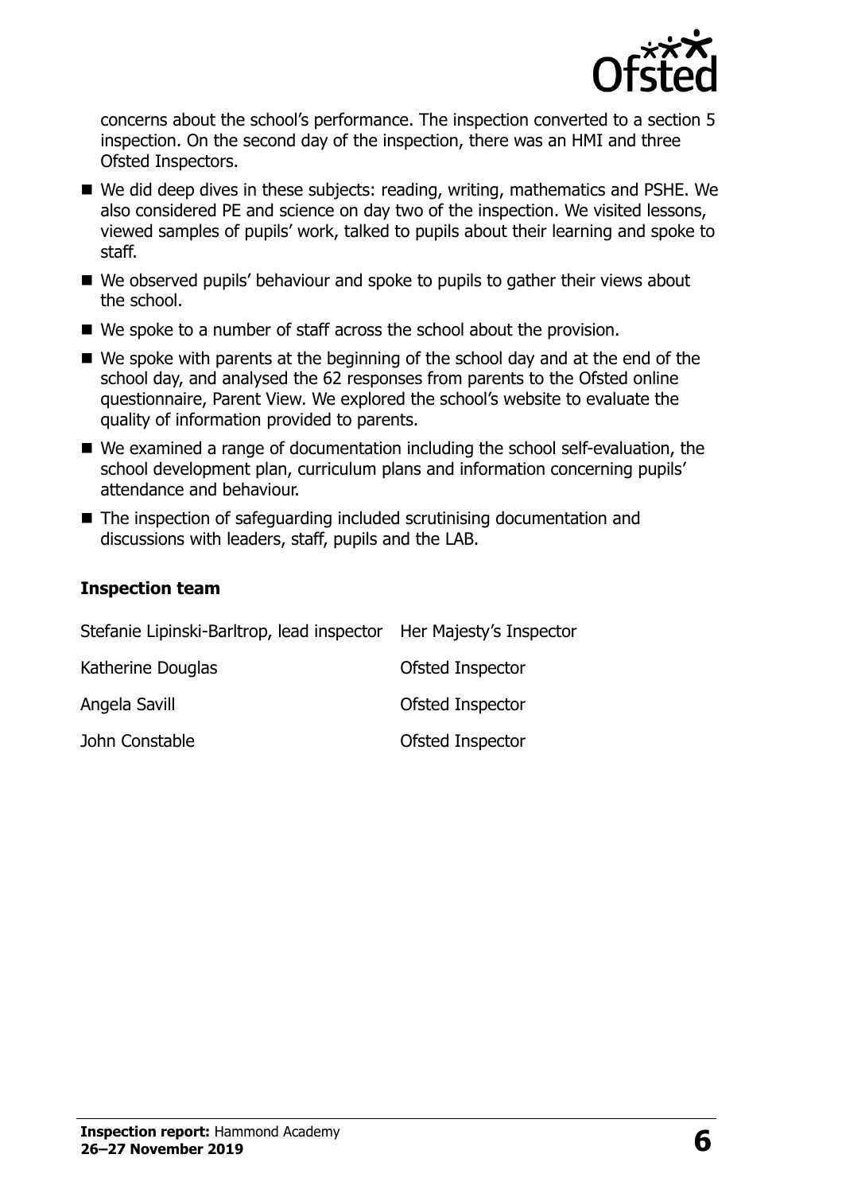concerns about the school's performance. The inspection converted to a section 5 inspection. On the second day of the inspection, there was an HMI and three Ofsted Inspectors.

- We did deep dives in these subjects: reading, writing, mathematics and PSHE. We also considered PE and science on day two of the inspection. We visited lessons, viewed samples of pupils' work, talked to pupils about their learning and spoke to staff.
- We observed pupils' behaviour and spoke to pupils to gather their views about the school.
- We spoke to a number of staff across the school about the provision.
- We spoke with parents at the beginning of the school day and at the end of the school day, and analysed the 62 responses from parents to the Ofsted online questionnaire, Parent View. We explored the school's website to evaluate the quality of information provided to parents.
- We examined a range of documentation including the school self-evaluation, the school development plan, curriculum plans and information concerning pupils' attendance and behaviour.
- The inspection of safeguarding included scrutinising documentation and discussions with leaders, staff, pupils and the LAB.

### Inspection team

| | |
|---|---|
| Stefanie Lipinski-Barltrop, lead inspector | Her Majesty's Inspector |
| Katherine Douglas | Ofsted Inspector |
| Angela Savill | Ofsted Inspector |
| John Constable | Ofsted Inspector |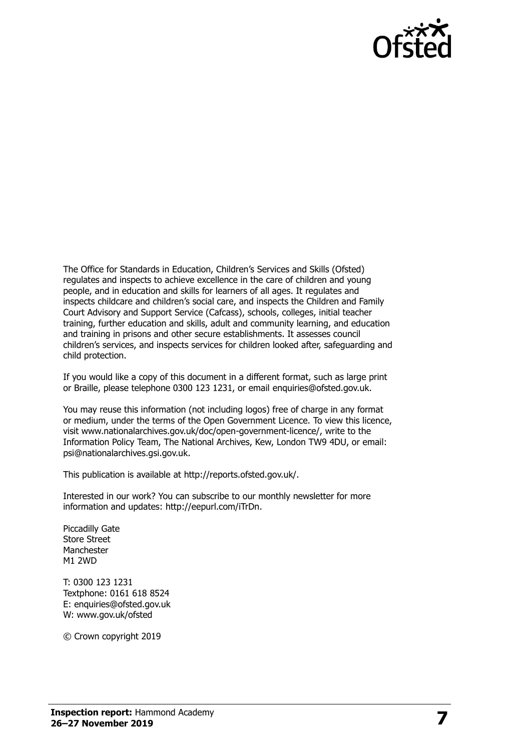The Office for Standards in Education, Children's Services and Skills (Ofsted) regulates and inspects to achieve excellence in the care of children and young people, and in education and skills for learners of all ages. It regulates and inspects childcare and children's social care, and inspects the Children and Family Court Advisory and Support Service (Cafcass), schools, colleges, initial teacher training, further education and skills, adult and community learning, and education and training in prisons and other secure establishments. It assesses council children's services, and inspects services for children looked after, safeguarding and child protection.

If you would like a copy of this document in a different format, such as large print or Braille, please telephone 0300 123 1231, or email enquiries@ofsted.gov.uk.

You may reuse this information (not including logos) free of charge in any format or medium, under the terms of the Open Government Licence. To view this licence, visit www.nationalarchives.gov.uk/doc/open-government-licence/, write to the Information Policy Team, The National Archives, Kew, London TW9 4DU, or email: psi@nationalarchives.gsi.gov.uk.

This publication is available at http://reports.ofsted.gov.uk/.

Interested in our work? You can subscribe to our monthly newsletter for more information and updates: http://eepurl.com/iTrDn.

Piccadilly Gate
Store Street
Manchester
M1 2WD

T: 0300 123 1231
Textphone: 0161 618 8524
E: enquiries@ofsted.gov.uk
W: www.gov.uk/ofsted

© Crown copyright 2019